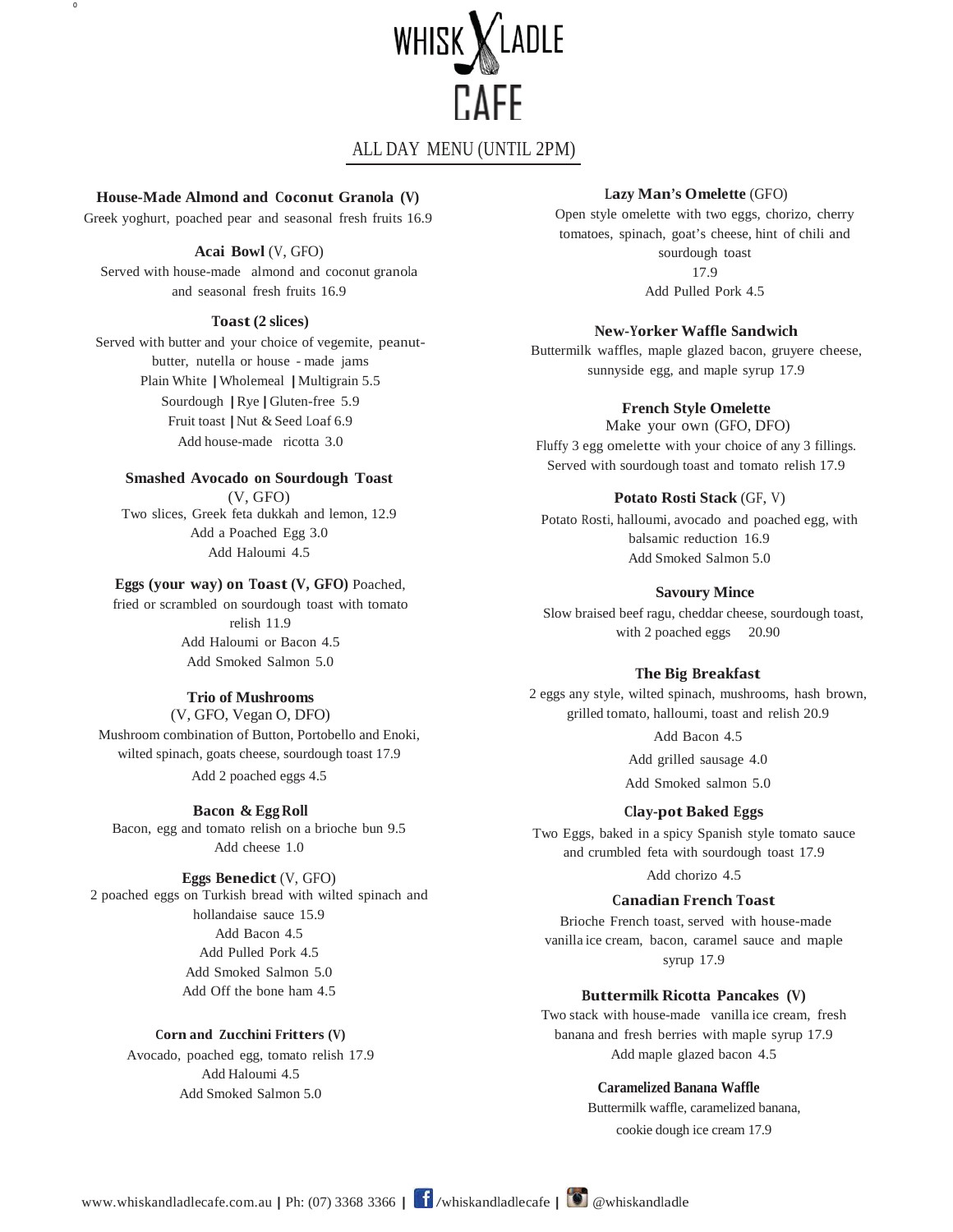# WHISK LADLE CAFE

## ALL DAY MENU (UNTIL 2PM)

**House-Made Almond and Coconut Granola (V)**
Greek yoghurt, poached pear and seasonal fresh fruits 16.9

**Acai Bowl** (V, GFO)
Served with house-made almond and coconut granola and seasonal fresh fruits 16.9

**Toast (2 slices)**
Served with butter and your choice of vegemite, peanut-butter, nutella or house - made jams
Plain White | Wholemeal | Multigrain 5.5
Sourdough | Rye | Gluten-free 5.9
Fruit toast | Nut & Seed Loaf 6.9
Add house-made ricotta 3.0

**Smashed Avocado on Sourdough Toast**
(V, GFO)
Two slices, Greek feta dukkah and lemon, 12.9
Add a Poached Egg 3.0
Add Haloumi 4.5

**Eggs (your way) on Toast (V, GFO)** Poached, fried or scrambled on sourdough toast with tomato relish 11.9
Add Haloumi or Bacon 4.5
Add Smoked Salmon 5.0

**Trio of Mushrooms**
(V, GFO, Vegan O, DFO)
Mushroom combination of Button, Portobello and Enoki, wilted spinach, goats cheese, sourdough toast 17.9
Add 2 poached eggs 4.5

**Bacon & Egg Roll**
Bacon, egg and tomato relish on a brioche bun 9.5
Add cheese 1.0

**Eggs Benedict** (V, GFO)
2 poached eggs on Turkish bread with wilted spinach and hollandaise sauce 15.9
Add Bacon 4.5
Add Pulled Pork 4.5
Add Smoked Salmon 5.0
Add Off the bone ham 4.5

**Corn and Zucchini Fritters (V)**
Avocado, poached egg, tomato relish 17.9
Add Haloumi 4.5
Add Smoked Salmon 5.0

**Lazy Man's Omelette** (GFO)
Open style omelette with two eggs, chorizo, cherry tomatoes, spinach, goat's cheese, hint of chili and sourdough toast
17.9
Add Pulled Pork 4.5

**New-Yorker Waffle Sandwich**
Buttermilk waffles, maple glazed bacon, gruyere cheese, sunnyside egg, and maple syrup 17.9

**French Style Omelette**
Make your own (GFO, DFO)
Fluffy 3 egg omelette with your choice of any 3 fillings. Served with sourdough toast and tomato relish 17.9

**Potato Rosti Stack** (GF, V)
Potato Rosti, halloumi, avocado and poached egg, with balsamic reduction 16.9
Add Smoked Salmon 5.0

**Savoury Mince**
Slow braised beef ragu, cheddar cheese, sourdough toast, with 2 poached eggs 20.90

**The Big Breakfast**
2 eggs any style, wilted spinach, mushrooms, hash brown, grilled tomato, halloumi, toast and relish 20.9
Add Bacon 4.5
Add grilled sausage 4.0
Add Smoked salmon 5.0

**Clay-pot Baked Eggs**
Two Eggs, baked in a spicy Spanish style tomato sauce and crumbled feta with sourdough toast 17.9
Add chorizo 4.5

**Canadian French Toast**
Brioche French toast, served with house-made vanilla ice cream, bacon, caramel sauce and maple syrup 17.9

**Buttermilk Ricotta Pancakes (V)**
Two stack with house-made vanilla ice cream, fresh banana and fresh berries with maple syrup 17.9
Add maple glazed bacon 4.5

**Caramelized Banana Waffle**
Buttermilk waffle, caramelized banana, cookie dough ice cream 17.9

www.whiskandladlecafe.com.au | Ph: (07) 3368 3366 | /whiskandladlecafe | @whiskandladle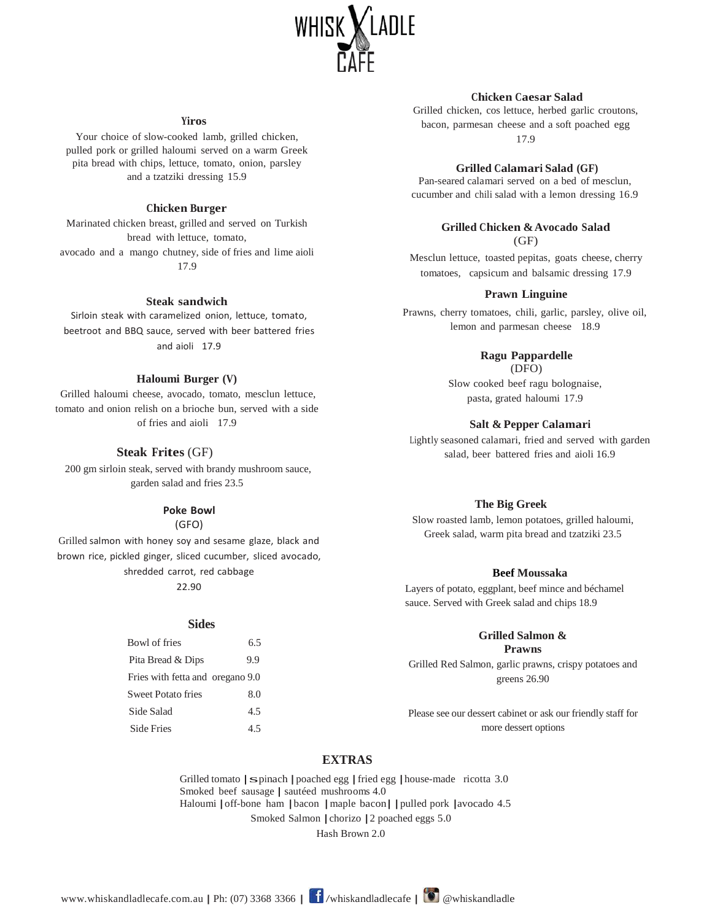# WHISK LADLE CAFE

### Yiros

Your choice of slow-cooked lamb, grilled chicken, pulled pork or grilled haloumi served on a warm Greek pita bread with chips, lettuce, tomato, onion, parsley and a tzatziki dressing 15.9

### Chicken Burger

Marinated chicken breast, grilled and served on Turkish bread with lettuce, tomato, avocado and a mango chutney, side of fries and lime aioli 17.9

### Steak sandwich

Sirloin steak with caramelized onion, lettuce, tomato, beetroot and BBQ sauce, served with beer battered fries and aioli 17.9

### Haloumi Burger (V)

Grilled haloumi cheese, avocado, tomato, mesclun lettuce, tomato and onion relish on a brioche bun, served with a side of fries and aioli 17.9

### Steak Frites (GF)

200 gm sirloin steak, served with brandy mushroom sauce, garden salad and fries 23.5

### Poke Bowl
(GFO)

Grilled salmon with honey soy and sesame glaze, black and brown rice, pickled ginger, sliced cucumber, sliced avocado, shredded carrot, red cabbage
22.90

### Sides

| Item | Price |
| --- | --- |
| Bowl of fries | 6.5 |
| Pita Bread & Dips | 9.9 |
| Fries with fetta and oregano | 9.0 |
| Sweet Potato fries | 8.0 |
| Side Salad | 4.5 |
| Side Fries | 4.5 |

### Chicken Caesar Salad

Grilled chicken, cos lettuce, herbed garlic croutons, bacon, parmesan cheese and a soft poached egg
17.9

### Grilled Calamari Salad (GF)

Pan-seared calamari served on a bed of mesclun, cucumber and chili salad with a lemon dressing 16.9

### Grilled Chicken & Avocado Salad
(GF)

Mesclun lettuce, toasted pepitas, goats cheese, cherry tomatoes, capsicum and balsamic dressing 17.9

### Prawn Linguine

Prawns, cherry tomatoes, chili, garlic, parsley, olive oil, lemon and parmesan cheese 18.9

### Ragu Pappardelle
(DFO)

Slow cooked beef ragu bolognaise, pasta, grated haloumi 17.9

### Salt & Pepper Calamari

Lightly seasoned calamari, fried and served with garden salad, beer battered fries and aioli 16.9

### The Big Greek

Slow roasted lamb, lemon potatoes, grilled haloumi, Greek salad, warm pita bread and tzatziki 23.5

### Beef Moussaka

Layers of potato, eggplant, beef mince and béchamel sauce. Served with Greek salad and chips 18.9

### Grilled Salmon & Prawns

Grilled Red Salmon, garlic prawns, crispy potatoes and greens 26.90

Please see our dessert cabinet or ask our friendly staff for more dessert options

## EXTRAS

Grilled tomato | spinach | poached egg | fried egg | house-made ricotta 3.0
Smoked beef sausage | sautéed mushrooms 4.0
Haloumi | off-bone ham | bacon | maple bacon | | pulled pork | avocado 4.5
Smoked Salmon | chorizo | 2 poached eggs 5.0
Hash Brown 2.0

www.whiskandladlecafe.com.au | Ph: (07) 3368 3366 | /whiskandladlecafe | @whiskandladle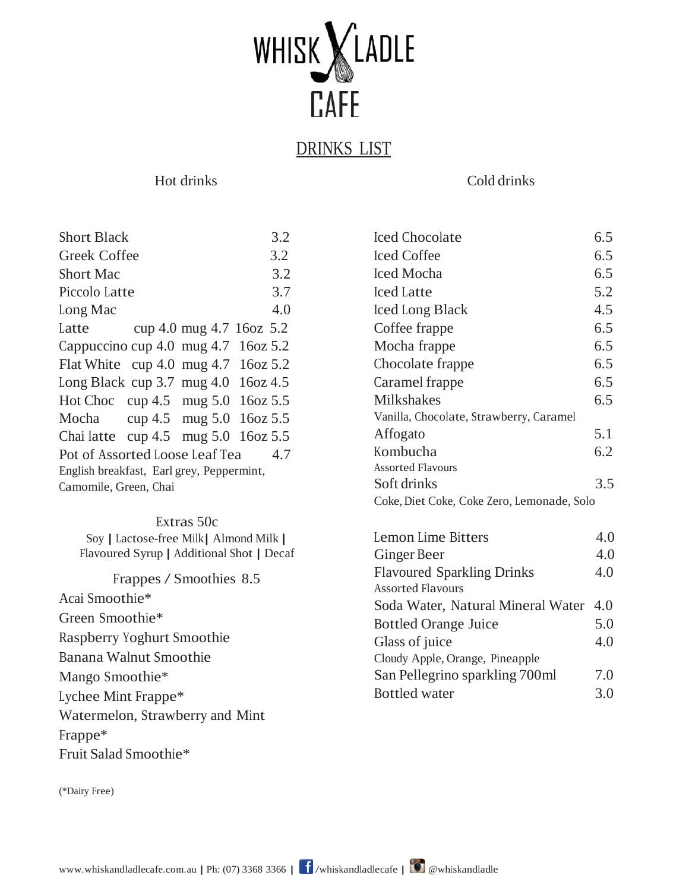# WHISK LADLE CAFE

## DRINKS LIST

### Hot drinks

| Item | Price |
|---|---|
| Short Black | 3.2 |
| Greek Coffee | 3.2 |
| Short Mac | 3.2 |
| Piccolo Latte | 3.7 |
| Long Mac | 4.0 |

| Item | Cup | Mug | 16oz |
|---|---|---|---|
| Latte | 4.0 | 4.7 | 5.2 |
| Cappuccino | 4.0 | 4.7 | 5.2 |
| Flat White | 4.0 | 4.7 | 5.2 |
| Long Black | 3.7 | 4.0 | 4.5 |
| Hot Choc | 4.5 | 5.0 | 5.5 |
| Mocha | 4.5 | 5.0 | 5.5 |
| Chai latte | 4.5 | 5.0 | 5.5 |

Pot of Assorted Loose Leaf Tea 4.7
English breakfast, Earl grey, Peppermint, Camomile, Green, Chai

#### Extras 50c

Soy | Lactose-free Milk | Almond Milk | Flavoured Syrup | Additional Shot | Decaf

#### Frappes / Smoothies 8.5

Acai Smoothie*
Green Smoothie*
Raspberry Yoghurt Smoothie
Banana Walnut Smoothie
Mango Smoothie*
Lychee Mint Frappe*
Watermelon, Strawberry and Mint Frappe*
Fruit Salad Smoothie*

(*Dairy Free)

### Cold drinks

| Item | Price |
|---|---|
| Iced Chocolate | 6.5 |
| Iced Coffee | 6.5 |
| Iced Mocha | 6.5 |
| Iced Latte | 5.2 |
| Iced Long Black | 4.5 |
| Coffee frappe | 6.5 |
| Mocha frappe | 6.5 |
| Chocolate frappe | 6.5 |
| Caramel frappe | 6.5 |
| Milkshakes (Vanilla, Chocolate, Strawberry, Caramel) | 6.5 |
| Affogato | 5.1 |
| Kombucha (Assorted Flavours) | 6.2 |
| Soft drinks (Coke, Diet Coke, Coke Zero, Lemonade, Solo) | 3.5 |

| Item | Price |
|---|---|
| Lemon Lime Bitters | 4.0 |
| Ginger Beer | 4.0 |
| Flavoured Sparkling Drinks (Assorted Flavours) | 4.0 |
| Soda Water, Natural Mineral Water | 4.0 |
| Bottled Orange Juice | 5.0 |
| Glass of juice (Cloudy Apple, Orange, Pineapple) | 4.0 |
| San Pellegrino sparkling 700ml | 7.0 |
| Bottled water | 3.0 |

www.whiskandladlecafe.com.au | Ph: (07) 3368 3366 | /whiskandladlecafe | @whiskandladle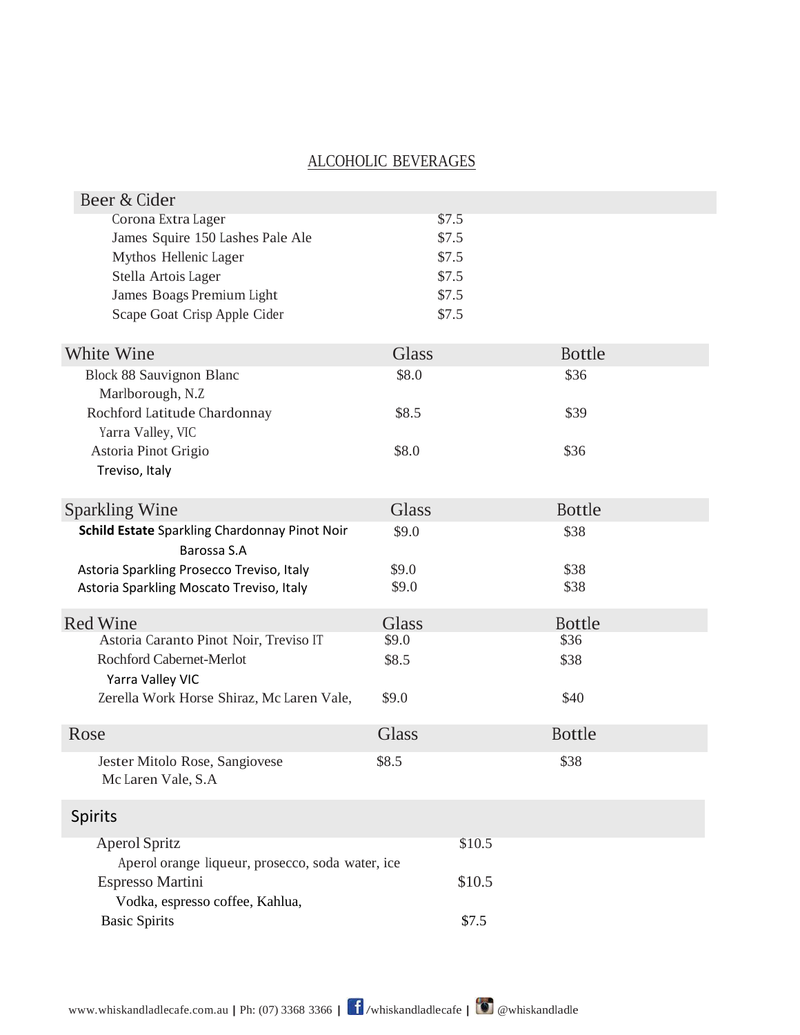# ALCOHOLIC BEVERAGES

## Beer & Cider

| | |
|---|---|
| Corona Extra Lager | $7.5 |
| James Squire 150 Lashes Pale Ale | $7.5 |
| Mythos Hellenic Lager | $7.5 |
| Stella Artois Lager | $7.5 |
| James Boags Premium Light | $7.5 |
| Scape Goat Crisp Apple Cider | $7.5 |

## White Wine

| White Wine | Glass | Bottle |
|---|---|---|
| Block 88 Sauvignon Blanc<br>Marlborough, N.Z | $8.0 | $36 |
| Rochford Latitude Chardonnay<br>Yarra Valley, VIC | $8.5 | $39 |
| Astoria Pinot Grigio<br>Treviso, Italy | $8.0 | $36 |

## Sparkling Wine

| Sparkling Wine | Glass | Bottle |
|---|---|---|
| **Schild Estate** Sparkling Chardonnay Pinot Noir<br>Barossa S.A | $9.0 | $38 |
| Astoria Sparkling Prosecco Treviso, Italy | $9.0 | $38 |
| Astoria Sparkling Moscato Treviso, Italy | $9.0 | $38 |

## Red Wine

| Red Wine | Glass | Bottle |
|---|---|---|
| Astoria Caranto Pinot Noir, Treviso IT | $9.0 | $36 |
| Rochford Cabernet-Merlot<br>Yarra Valley VIC | $8.5 | $38 |
| Zerella Work Horse Shiraz, Mc Laren Vale, | $9.0 | $40 |

## Rose

| Rose | Glass | Bottle |
|---|---|---|
| Jester Mitolo Rose, Sangiovese<br>Mc Laren Vale, S.A | $8.5 | $38 |

## Spirits

| | |
|---|---|
| Aperol Spritz<br>Aperol orange liqueur, prosecco, soda water, ice | $10.5 |
| Espresso Martini<br>Vodka, espresso coffee, Kahlua, | $10.5 |
| Basic Spirits | $7.5 |

www.whiskandladlecafe.com.au | Ph: (07) 3368 3366 | /whiskandladlecafe | @whiskandladle